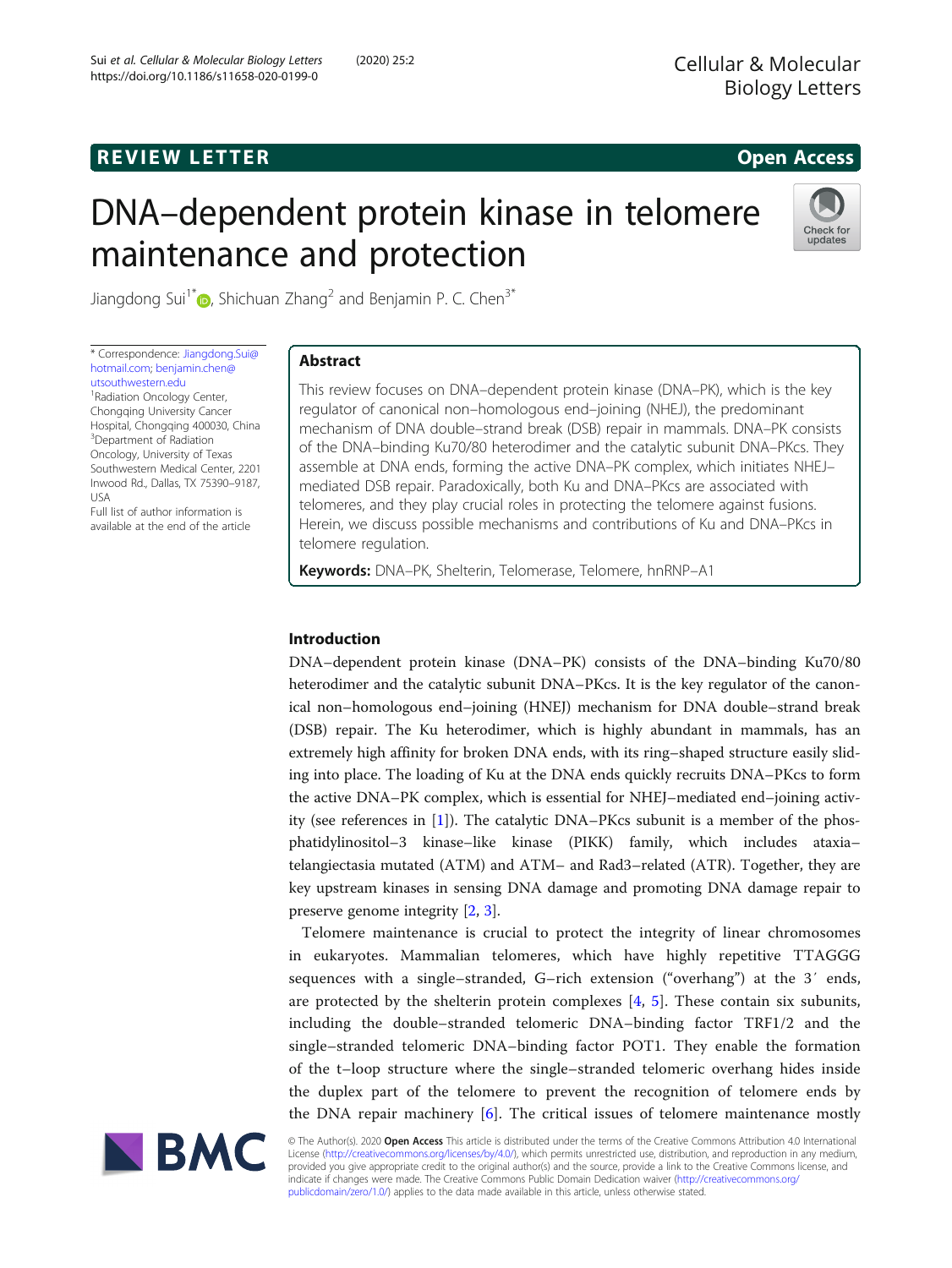REVIEW LETTER

Open Access

# DNA–dependent protein kinase in telomere maintenance and protection

Jiangdong Sui[1*], Shichuan Zhang[2] and Benjamin P. C. Chen[3*]

* Correspondence: Jiangdong.Sui@hotmail.com; benjamin.chen@utsouthwestern.edu
[1]Radiation Oncology Center, Chongqing University Cancer Hospital, Chongqing 400030, China
[3]Department of Radiation Oncology, University of Texas Southwestern Medical Center, 2201 Inwood Rd., Dallas, TX 75390–9187, USA
Full list of author information is available at the end of the article

## Abstract

This review focuses on DNA–dependent protein kinase (DNA–PK), which is the key regulator of canonical non–homologous end–joining (NHEJ), the predominant mechanism of DNA double–strand break (DSB) repair in mammals. DNA–PK consists of the DNA–binding Ku70/80 heterodimer and the catalytic subunit DNA–PKcs. They assemble at DNA ends, forming the active DNA–PK complex, which initiates NHEJ–mediated DSB repair. Paradoxically, both Ku and DNA–PKcs are associated with telomeres, and they play crucial roles in protecting the telomere against fusions. Herein, we discuss possible mechanisms and contributions of Ku and DNA–PKcs in telomere regulation.

**Keywords:** DNA–PK, Shelterin, Telomerase, Telomere, hnRNP–A1

## Introduction

DNA–dependent protein kinase (DNA–PK) consists of the DNA–binding Ku70/80 heterodimer and the catalytic subunit DNA–PKcs. It is the key regulator of the canonical non–homologous end–joining (HNEJ) mechanism for DNA double–strand break (DSB) repair. The Ku heterodimer, which is highly abundant in mammals, has an extremely high affinity for broken DNA ends, with its ring–shaped structure easily sliding into place. The loading of Ku at the DNA ends quickly recruits DNA–PKcs to form the active DNA–PK complex, which is essential for NHEJ–mediated end–joining activity (see references in [1]). The catalytic DNA–PKcs subunit is a member of the phosphatidylinositol–3 kinase–like kinase (PIKK) family, which includes ataxia–telangiectasia mutated (ATM) and ATM– and Rad3–related (ATR). Together, they are key upstream kinases in sensing DNA damage and promoting DNA damage repair to preserve genome integrity [2, 3].

Telomere maintenance is crucial to protect the integrity of linear chromosomes in eukaryotes. Mammalian telomeres, which have highly repetitive TTAGGG sequences with a single–stranded, G–rich extension ("overhang") at the 3′ ends, are protected by the shelterin protein complexes [4, 5]. These contain six subunits, including the double–stranded telomeric DNA–binding factor TRF1/2 and the single–stranded telomeric DNA–binding factor POT1. They enable the formation of the t–loop structure where the single–stranded telomeric overhang hides inside the duplex part of the telomere to prevent the recognition of telomere ends by the DNA repair machinery [6]. The critical issues of telomere maintenance mostly

© The Author(s). 2020 **Open Access** This article is distributed under the terms of the Creative Commons Attribution 4.0 International License (http://creativecommons.org/licenses/by/4.0/), which permits unrestricted use, distribution, and reproduction in any medium, provided you give appropriate credit to the original author(s) and the source, provide a link to the Creative Commons license, and indicate if changes were made. The Creative Commons Public Domain Dedication waiver (http://creativecommons.org/publicdomain/zero/1.0/) applies to the data made available in this article, unless otherwise stated.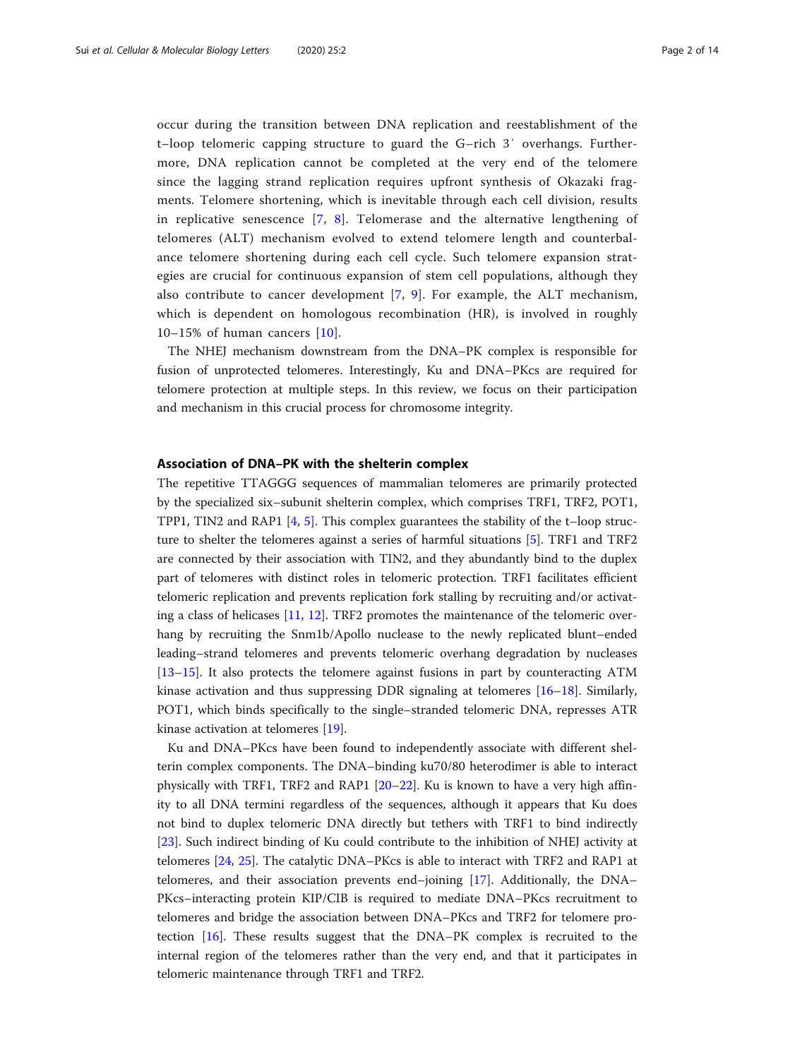occur during the transition between DNA replication and reestablishment of the t–loop telomeric capping structure to guard the G–rich 3′ overhangs. Furthermore, DNA replication cannot be completed at the very end of the telomere since the lagging strand replication requires upfront synthesis of Okazaki fragments. Telomere shortening, which is inevitable through each cell division, results in replicative senescence [7, 8]. Telomerase and the alternative lengthening of telomeres (ALT) mechanism evolved to extend telomere length and counterbalance telomere shortening during each cell cycle. Such telomere expansion strategies are crucial for continuous expansion of stem cell populations, although they also contribute to cancer development [7, 9]. For example, the ALT mechanism, which is dependent on homologous recombination (HR), is involved in roughly 10–15% of human cancers [10].

The NHEJ mechanism downstream from the DNA–PK complex is responsible for fusion of unprotected telomeres. Interestingly, Ku and DNA–PKcs are required for telomere protection at multiple steps. In this review, we focus on their participation and mechanism in this crucial process for chromosome integrity.

## Association of DNA–PK with the shelterin complex

The repetitive TTAGGG sequences of mammalian telomeres are primarily protected by the specialized six–subunit shelterin complex, which comprises TRF1, TRF2, POT1, TPP1, TIN2 and RAP1 [4, 5]. This complex guarantees the stability of the t–loop structure to shelter the telomeres against a series of harmful situations [5]. TRF1 and TRF2 are connected by their association with TIN2, and they abundantly bind to the duplex part of telomeres with distinct roles in telomeric protection. TRF1 facilitates efficient telomeric replication and prevents replication fork stalling by recruiting and/or activating a class of helicases [11, 12]. TRF2 promotes the maintenance of the telomeric overhang by recruiting the Snm1b/Apollo nuclease to the newly replicated blunt–ended leading–strand telomeres and prevents telomeric overhang degradation by nucleases [13–15]. It also protects the telomere against fusions in part by counteracting ATM kinase activation and thus suppressing DDR signaling at telomeres [16–18]. Similarly, POT1, which binds specifically to the single–stranded telomeric DNA, represses ATR kinase activation at telomeres [19].

Ku and DNA–PKcs have been found to independently associate with different shelterin complex components. The DNA–binding ku70/80 heterodimer is able to interact physically with TRF1, TRF2 and RAP1 [20–22]. Ku is known to have a very high affinity to all DNA termini regardless of the sequences, although it appears that Ku does not bind to duplex telomeric DNA directly but tethers with TRF1 to bind indirectly [23]. Such indirect binding of Ku could contribute to the inhibition of NHEJ activity at telomeres [24, 25]. The catalytic DNA–PKcs is able to interact with TRF2 and RAP1 at telomeres, and their association prevents end–joining [17]. Additionally, the DNA–PKcs–interacting protein KIP/CIB is required to mediate DNA–PKcs recruitment to telomeres and bridge the association between DNA–PKcs and TRF2 for telomere protection [16]. These results suggest that the DNA–PK complex is recruited to the internal region of the telomeres rather than the very end, and that it participates in telomeric maintenance through TRF1 and TRF2.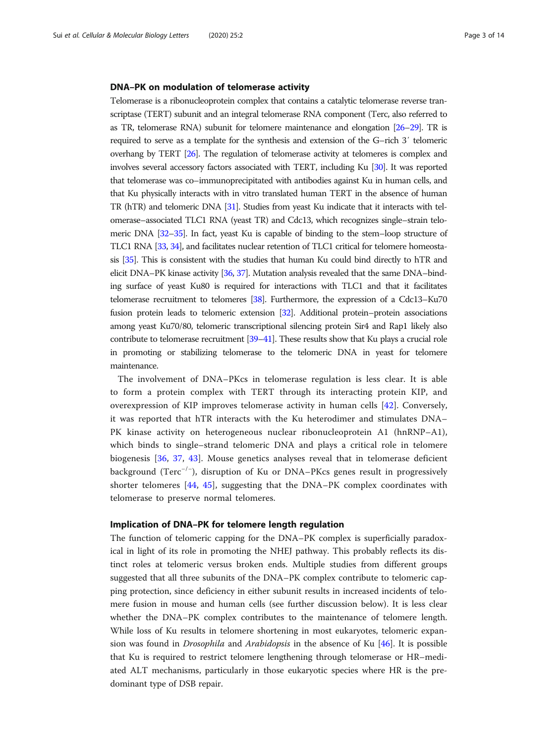### DNA–PK on modulation of telomerase activity

Telomerase is a ribonucleoprotein complex that contains a catalytic telomerase reverse transcriptase (TERT) subunit and an integral telomerase RNA component (Terc, also referred to as TR, telomerase RNA) subunit for telomere maintenance and elongation [26–29]. TR is required to serve as a template for the synthesis and extension of the G–rich 3′ telomeric overhang by TERT [26]. The regulation of telomerase activity at telomeres is complex and involves several accessory factors associated with TERT, including Ku [30]. It was reported that telomerase was co–immunoprecipitated with antibodies against Ku in human cells, and that Ku physically interacts with in vitro translated human TERT in the absence of human TR (hTR) and telomeric DNA [31]. Studies from yeast Ku indicate that it interacts with telomerase–associated TLC1 RNA (yeast TR) and Cdc13, which recognizes single–strain telomeric DNA [32–35]. In fact, yeast Ku is capable of binding to the stem–loop structure of TLC1 RNA [33, 34], and facilitates nuclear retention of TLC1 critical for telomere homeostasis [35]. This is consistent with the studies that human Ku could bind directly to hTR and elicit DNA–PK kinase activity [36, 37]. Mutation analysis revealed that the same DNA–binding surface of yeast Ku80 is required for interactions with TLC1 and that it facilitates telomerase recruitment to telomeres [38]. Furthermore, the expression of a Cdc13–Ku70 fusion protein leads to telomeric extension [32]. Additional protein–protein associations among yeast Ku70/80, telomeric transcriptional silencing protein Sir4 and Rap1 likely also contribute to telomerase recruitment [39–41]. These results show that Ku plays a crucial role in promoting or stabilizing telomerase to the telomeric DNA in yeast for telomere maintenance.

The involvement of DNA–PKcs in telomerase regulation is less clear. It is able to form a protein complex with TERT through its interacting protein KIP, and overexpression of KIP improves telomerase activity in human cells [42]. Conversely, it was reported that hTR interacts with the Ku heterodimer and stimulates DNA–PK kinase activity on heterogeneous nuclear ribonucleoprotein A1 (hnRNP–A1), which binds to single–strand telomeric DNA and plays a critical role in telomere biogenesis [36, 37, 43]. Mouse genetics analyses reveal that in telomerase deficient background (Terc$^{-/-}$), disruption of Ku or DNA–PKcs genes result in progressively shorter telomeres [44, 45], suggesting that the DNA–PK complex coordinates with telomerase to preserve normal telomeres.

### Implication of DNA–PK for telomere length regulation

The function of telomeric capping for the DNA–PK complex is superficially paradoxical in light of its role in promoting the NHEJ pathway. This probably reflects its distinct roles at telomeric versus broken ends. Multiple studies from different groups suggested that all three subunits of the DNA–PK complex contribute to telomeric capping protection, since deficiency in either subunit results in increased incidents of telomere fusion in mouse and human cells (see further discussion below). It is less clear whether the DNA–PK complex contributes to the maintenance of telomere length. While loss of Ku results in telomere shortening in most eukaryotes, telomeric expansion was found in *Drosophila* and *Arabidopsis* in the absence of Ku [46]. It is possible that Ku is required to restrict telomere lengthening through telomerase or HR–mediated ALT mechanisms, particularly in those eukaryotic species where HR is the predominant type of DSB repair.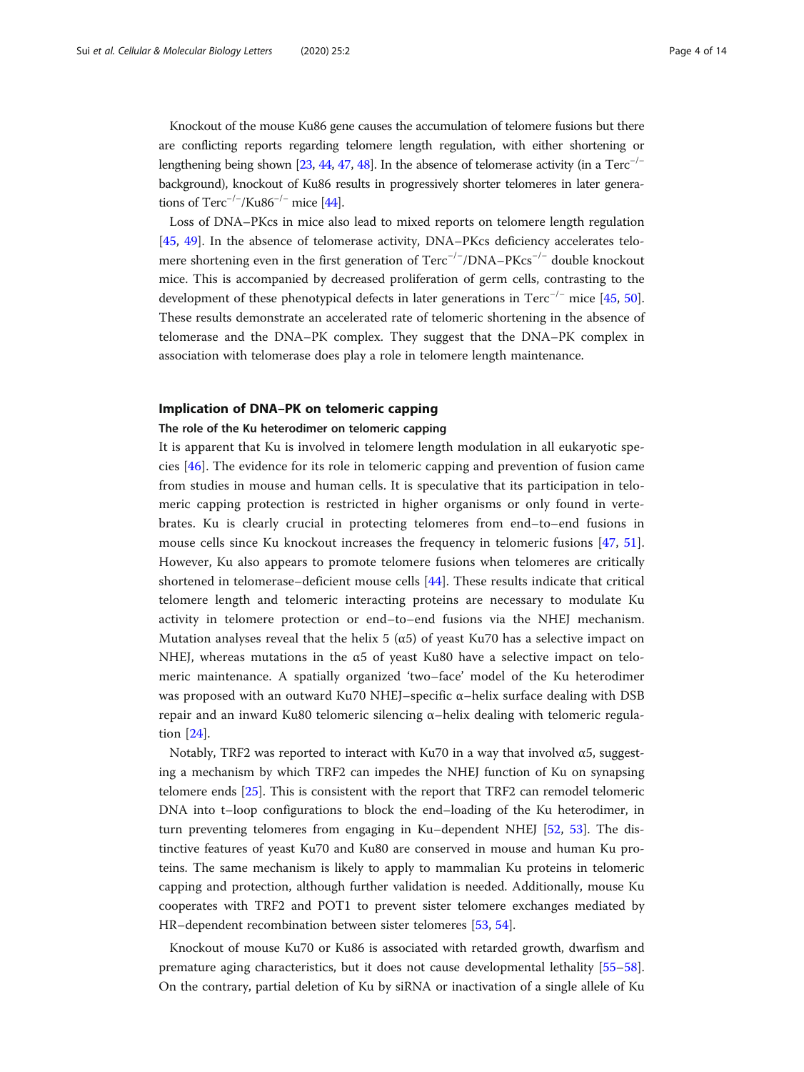Knockout of the mouse Ku86 gene causes the accumulation of telomere fusions but there are conflicting reports regarding telomere length regulation, with either shortening or lengthening being shown [23, 44, 47, 48]. In the absence of telomerase activity (in a Terc$^{-/-}$ background), knockout of Ku86 results in progressively shorter telomeres in later generations of Terc$^{-/-}$/Ku86$^{-/-}$ mice [44].

Loss of DNA–PKcs in mice also lead to mixed reports on telomere length regulation [45, 49]. In the absence of telomerase activity, DNA–PKcs deficiency accelerates telomere shortening even in the first generation of Terc$^{-/-}$/DNA–PKcs$^{-/-}$ double knockout mice. This is accompanied by decreased proliferation of germ cells, contrasting to the development of these phenotypical defects in later generations in Terc$^{-/-}$ mice [45, 50]. These results demonstrate an accelerated rate of telomeric shortening in the absence of telomerase and the DNA–PK complex. They suggest that the DNA–PK complex in association with telomerase does play a role in telomere length maintenance.

## Implication of DNA–PK on telomeric capping

### The role of the Ku heterodimer on telomeric capping

It is apparent that Ku is involved in telomere length modulation in all eukaryotic species [46]. The evidence for its role in telomeric capping and prevention of fusion came from studies in mouse and human cells. It is speculative that its participation in telomeric capping protection is restricted in higher organisms or only found in vertebrates. Ku is clearly crucial in protecting telomeres from end–to–end fusions in mouse cells since Ku knockout increases the frequency in telomeric fusions [47, 51]. However, Ku also appears to promote telomere fusions when telomeres are critically shortened in telomerase–deficient mouse cells [44]. These results indicate that critical telomere length and telomeric interacting proteins are necessary to modulate Ku activity in telomere protection or end–to–end fusions via the NHEJ mechanism. Mutation analyses reveal that the helix 5 (α5) of yeast Ku70 has a selective impact on NHEJ, whereas mutations in the α5 of yeast Ku80 have a selective impact on telomeric maintenance. A spatially organized 'two–face' model of the Ku heterodimer was proposed with an outward Ku70 NHEJ–specific α–helix surface dealing with DSB repair and an inward Ku80 telomeric silencing α–helix dealing with telomeric regulation [24].

Notably, TRF2 was reported to interact with Ku70 in a way that involved α5, suggesting a mechanism by which TRF2 can impedes the NHEJ function of Ku on synapsing telomere ends [25]. This is consistent with the report that TRF2 can remodel telomeric DNA into t–loop configurations to block the end–loading of the Ku heterodimer, in turn preventing telomeres from engaging in Ku–dependent NHEJ [52, 53]. The distinctive features of yeast Ku70 and Ku80 are conserved in mouse and human Ku proteins. The same mechanism is likely to apply to mammalian Ku proteins in telomeric capping and protection, although further validation is needed. Additionally, mouse Ku cooperates with TRF2 and POT1 to prevent sister telomere exchanges mediated by HR–dependent recombination between sister telomeres [53, 54].

Knockout of mouse Ku70 or Ku86 is associated with retarded growth, dwarfism and premature aging characteristics, but it does not cause developmental lethality [55–58]. On the contrary, partial deletion of Ku by siRNA or inactivation of a single allele of Ku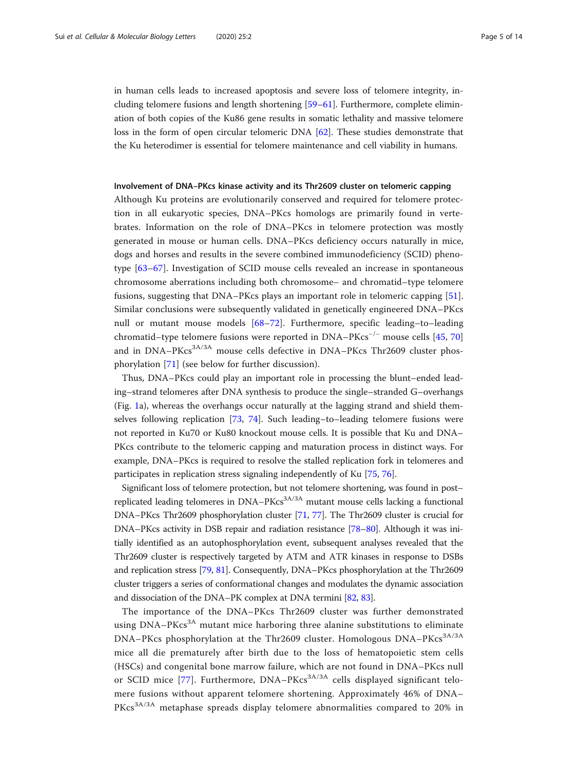in human cells leads to increased apoptosis and severe loss of telomere integrity, including telomere fusions and length shortening [59–61]. Furthermore, complete elimination of both copies of the Ku86 gene results in somatic lethality and massive telomere loss in the form of open circular telomeric DNA [62]. These studies demonstrate that the Ku heterodimer is essential for telomere maintenance and cell viability in humans.

#### Involvement of DNA–PKcs kinase activity and its Thr2609 cluster on telomeric capping

Although Ku proteins are evolutionarily conserved and required for telomere protection in all eukaryotic species, DNA–PKcs homologs are primarily found in vertebrates. Information on the role of DNA–PKcs in telomere protection was mostly generated in mouse or human cells. DNA–PKcs deficiency occurs naturally in mice, dogs and horses and results in the severe combined immunodeficiency (SCID) phenotype [63–67]. Investigation of SCID mouse cells revealed an increase in spontaneous chromosome aberrations including both chromosome– and chromatid–type telomere fusions, suggesting that DNA–PKcs plays an important role in telomeric capping [51]. Similar conclusions were subsequently validated in genetically engineered DNA–PKcs null or mutant mouse models [68–72]. Furthermore, specific leading–to–leading chromatid–type telomere fusions were reported in DNA–PKcs$^{-/-}$ mouse cells [45, 70] and in DNA–PKcs$^{3A/3A}$ mouse cells defective in DNA–PKcs Thr2609 cluster phosphorylation [71] (see below for further discussion).

Thus, DNA–PKcs could play an important role in processing the blunt–ended leading–strand telomeres after DNA synthesis to produce the single–stranded G–overhangs (Fig. 1a), whereas the overhangs occur naturally at the lagging strand and shield themselves following replication [73, 74]. Such leading–to–leading telomere fusions were not reported in Ku70 or Ku80 knockout mouse cells. It is possible that Ku and DNA–PKcs contribute to the telomeric capping and maturation process in distinct ways. For example, DNA–PKcs is required to resolve the stalled replication fork in telomeres and participates in replication stress signaling independently of Ku [75, 76].

Significant loss of telomere protection, but not telomere shortening, was found in post–replicated leading telomeres in DNA–PKcs$^{3A/3A}$ mutant mouse cells lacking a functional DNA–PKcs Thr2609 phosphorylation cluster [71, 77]. The Thr2609 cluster is crucial for DNA–PKcs activity in DSB repair and radiation resistance [78–80]. Although it was initially identified as an autophosphorylation event, subsequent analyses revealed that the Thr2609 cluster is respectively targeted by ATM and ATR kinases in response to DSBs and replication stress [79, 81]. Consequently, DNA–PKcs phosphorylation at the Thr2609 cluster triggers a series of conformational changes and modulates the dynamic association and dissociation of the DNA–PK complex at DNA termini [82, 83].

The importance of the DNA–PKcs Thr2609 cluster was further demonstrated using DNA–PKcs$^{3A}$ mutant mice harboring three alanine substitutions to eliminate DNA–PKcs phosphorylation at the Thr2609 cluster. Homologous DNA–PKcs$^{3A/3A}$ mice all die prematurely after birth due to the loss of hematopoietic stem cells (HSCs) and congenital bone marrow failure, which are not found in DNA–PKcs null or SCID mice [77]. Furthermore, DNA–PKcs$^{3A/3A}$ cells displayed significant telomere fusions without apparent telomere shortening. Approximately 46% of DNA–PKcs$^{3A/3A}$ metaphase spreads display telomere abnormalities compared to 20% in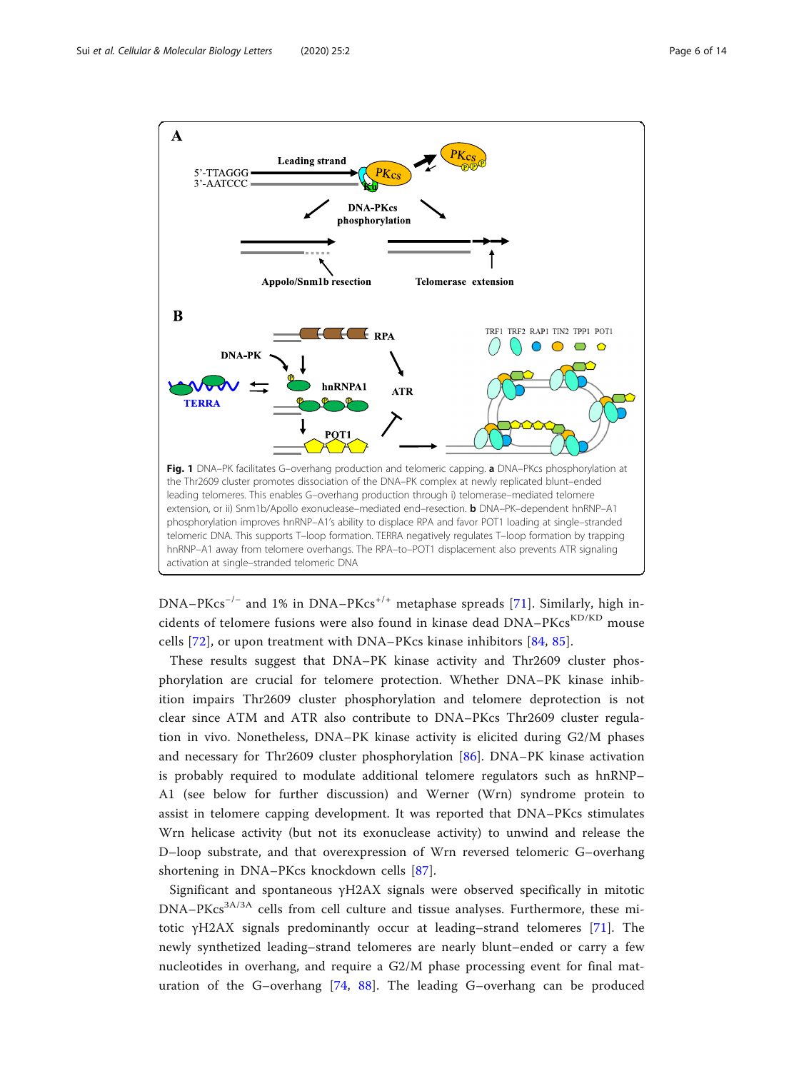**Fig. 1** DNA–PK facilitates G–overhang production and telomeric capping. **a** DNA–PKcs phosphorylation at the Thr2609 cluster promotes dissociation of the DNA–PK complex at newly replicated blunt–ended leading telomeres. This enables G–overhang production through i) telomerase–mediated telomere extension, or ii) Snm1b/Apollo exonuclease–mediated end–resection. **b** DNA–PK–dependent hnRNP–A1 phosphorylation improves hnRNP–A1's ability to displace RPA and favor POT1 loading at single–stranded telomeric DNA. This supports T–loop formation. TERRA negatively regulates T–loop formation by trapping hnRNP–A1 away from telomere overhangs. The RPA–to–POT1 displacement also prevents ATR signaling activation at single–stranded telomeric DNA

DNA–PKcs$^{-/-}$ and 1% in DNA–PKcs$^{+/+}$ metaphase spreads [71]. Similarly, high incidents of telomere fusions were also found in kinase dead DNA–PKcs$^{KD/KD}$ mouse cells [72], or upon treatment with DNA–PKcs kinase inhibitors [84, 85].

These results suggest that DNA–PK kinase activity and Thr2609 cluster phosphorylation are crucial for telomere protection. Whether DNA–PK kinase inhibition impairs Thr2609 cluster phosphorylation and telomere deprotection is not clear since ATM and ATR also contribute to DNA–PKcs Thr2609 cluster regulation in vivo. Nonetheless, DNA–PK kinase activity is elicited during G2/M phases and necessary for Thr2609 cluster phosphorylation [86]. DNA–PK kinase activation is probably required to modulate additional telomere regulators such as hnRNP–A1 (see below for further discussion) and Werner (Wrn) syndrome protein to assist in telomere capping development. It was reported that DNA–PKcs stimulates Wrn helicase activity (but not its exonuclease activity) to unwind and release the D–loop substrate, and that overexpression of Wrn reversed telomeric G–overhang shortening in DNA–PKcs knockdown cells [87].

Significant and spontaneous γH2AX signals were observed specifically in mitotic DNA–PKcs$^{3A/3A}$ cells from cell culture and tissue analyses. Furthermore, these mitotic γH2AX signals predominantly occur at leading–strand telomeres [71]. The newly synthetized leading–strand telomeres are nearly blunt–ended or carry a few nucleotides in overhang, and require a G2/M phase processing event for final maturation of the G–overhang [74, 88]. The leading G–overhang can be produced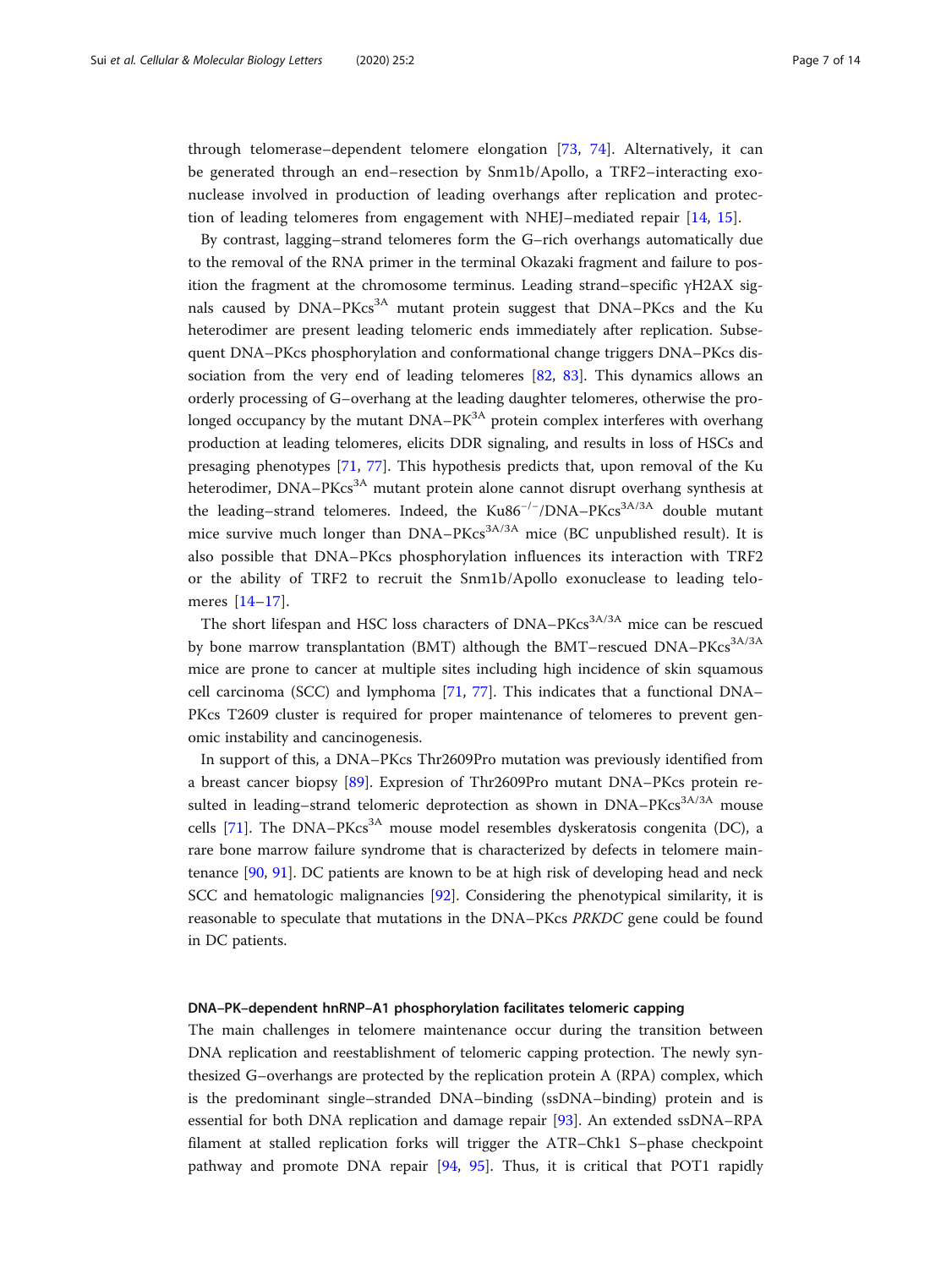through telomerase–dependent telomere elongation [73, 74]. Alternatively, it can be generated through an end–resection by Snm1b/Apollo, a TRF2–interacting exonuclease involved in production of leading overhangs after replication and protection of leading telomeres from engagement with NHEJ–mediated repair [14, 15].

By contrast, lagging–strand telomeres form the G–rich overhangs automatically due to the removal of the RNA primer in the terminal Okazaki fragment and failure to position the fragment at the chromosome terminus. Leading strand–specific γH2AX signals caused by DNA–PKcs$^{3A}$ mutant protein suggest that DNA–PKcs and the Ku heterodimer are present leading telomeric ends immediately after replication. Subsequent DNA–PKcs phosphorylation and conformational change triggers DNA–PKcs dissociation from the very end of leading telomeres [82, 83]. This dynamics allows an orderly processing of G–overhang at the leading daughter telomeres, otherwise the prolonged occupancy by the mutant DNA–PK$^{3A}$ protein complex interferes with overhang production at leading telomeres, elicits DDR signaling, and results in loss of HSCs and presaging phenotypes [71, 77]. This hypothesis predicts that, upon removal of the Ku heterodimer, DNA–PKcs$^{3A}$ mutant protein alone cannot disrupt overhang synthesis at the leading–strand telomeres. Indeed, the Ku86$^{-/-}$/DNA–PKcs$^{3A/3A}$ double mutant mice survive much longer than DNA–PKcs$^{3A/3A}$ mice (BC unpublished result). It is also possible that DNA–PKcs phosphorylation influences its interaction with TRF2 or the ability of TRF2 to recruit the Snm1b/Apollo exonuclease to leading telomeres [14–17].

The short lifespan and HSC loss characters of DNA–PKcs$^{3A/3A}$ mice can be rescued by bone marrow transplantation (BMT) although the BMT–rescued DNA–PKcs$^{3A/3A}$ mice are prone to cancer at multiple sites including high incidence of skin squamous cell carcinoma (SCC) and lymphoma [71, 77]. This indicates that a functional DNA–PKcs T2609 cluster is required for proper maintenance of telomeres to prevent genomic instability and cancinogenesis.

In support of this, a DNA–PKcs Thr2609Pro mutation was previously identified from a breast cancer biopsy [89]. Expresion of Thr2609Pro mutant DNA–PKcs protein resulted in leading–strand telomeric deprotection as shown in DNA–PKcs$^{3A/3A}$ mouse cells [71]. The DNA–PKcs$^{3A}$ mouse model resembles dyskeratosis congenita (DC), a rare bone marrow failure syndrome that is characterized by defects in telomere maintenance [90, 91]. DC patients are known to be at high risk of developing head and neck SCC and hematologic malignancies [92]. Considering the phenotypical similarity, it is reasonable to speculate that mutations in the DNA–PKcs *PRKDC* gene could be found in DC patients.

#### DNA–PK–dependent hnRNP–A1 phosphorylation facilitates telomeric capping

The main challenges in telomere maintenance occur during the transition between DNA replication and reestablishment of telomeric capping protection. The newly synthesized G–overhangs are protected by the replication protein A (RPA) complex, which is the predominant single–stranded DNA–binding (ssDNA–binding) protein and is essential for both DNA replication and damage repair [93]. An extended ssDNA–RPA filament at stalled replication forks will trigger the ATR–Chk1 S–phase checkpoint pathway and promote DNA repair [94, 95]. Thus, it is critical that POT1 rapidly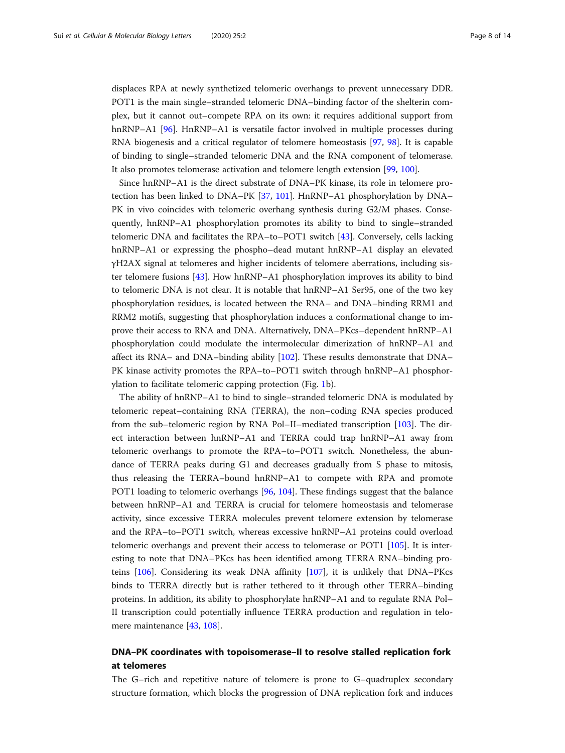displaces RPA at newly synthetized telomeric overhangs to prevent unnecessary DDR. POT1 is the main single–stranded telomeric DNA–binding factor of the shelterin complex, but it cannot out–compete RPA on its own: it requires additional support from hnRNP–A1 [96]. HnRNP–A1 is versatile factor involved in multiple processes during RNA biogenesis and a critical regulator of telomere homeostasis [97, 98]. It is capable of binding to single–stranded telomeric DNA and the RNA component of telomerase. It also promotes telomerase activation and telomere length extension [99, 100].

Since hnRNP–A1 is the direct substrate of DNA–PK kinase, its role in telomere protection has been linked to DNA–PK [37, 101]. HnRNP–A1 phosphorylation by DNA–PK in vivo coincides with telomeric overhang synthesis during G2/M phases. Consequently, hnRNP–A1 phosphorylation promotes its ability to bind to single–stranded telomeric DNA and facilitates the RPA–to–POT1 switch [43]. Conversely, cells lacking hnRNP–A1 or expressing the phospho–dead mutant hnRNP–A1 display an elevated γH2AX signal at telomeres and higher incidents of telomere aberrations, including sister telomere fusions [43]. How hnRNP–A1 phosphorylation improves its ability to bind to telomeric DNA is not clear. It is notable that hnRNP–A1 Ser95, one of the two key phosphorylation residues, is located between the RNA– and DNA–binding RRM1 and RRM2 motifs, suggesting that phosphorylation induces a conformational change to improve their access to RNA and DNA. Alternatively, DNA–PKcs–dependent hnRNP–A1 phosphorylation could modulate the intermolecular dimerization of hnRNP–A1 and affect its RNA– and DNA–binding ability [102]. These results demonstrate that DNA–PK kinase activity promotes the RPA–to–POT1 switch through hnRNP–A1 phosphorylation to facilitate telomeric capping protection (Fig. 1b).

The ability of hnRNP–A1 to bind to single–stranded telomeric DNA is modulated by telomeric repeat–containing RNA (TERRA), the non–coding RNA species produced from the sub–telomeric region by RNA Pol–II–mediated transcription [103]. The direct interaction between hnRNP–A1 and TERRA could trap hnRNP–A1 away from telomeric overhangs to promote the RPA–to–POT1 switch. Nonetheless, the abundance of TERRA peaks during G1 and decreases gradually from S phase to mitosis, thus releasing the TERRA–bound hnRNP–A1 to compete with RPA and promote POT1 loading to telomeric overhangs [96, 104]. These findings suggest that the balance between hnRNP–A1 and TERRA is crucial for telomere homeostasis and telomerase activity, since excessive TERRA molecules prevent telomere extension by telomerase and the RPA–to–POT1 switch, whereas excessive hnRNP–A1 proteins could overload telomeric overhangs and prevent their access to telomerase or POT1 [105]. It is interesting to note that DNA–PKcs has been identified among TERRA RNA–binding proteins [106]. Considering its weak DNA affinity [107], it is unlikely that DNA–PKcs binds to TERRA directly but is rather tethered to it through other TERRA–binding proteins. In addition, its ability to phosphorylate hnRNP–A1 and to regulate RNA Pol–II transcription could potentially influence TERRA production and regulation in telomere maintenance [43, 108].

## DNA–PK coordinates with topoisomerase–II to resolve stalled replication fork at telomeres

The G–rich and repetitive nature of telomere is prone to G–quadruplex secondary structure formation, which blocks the progression of DNA replication fork and induces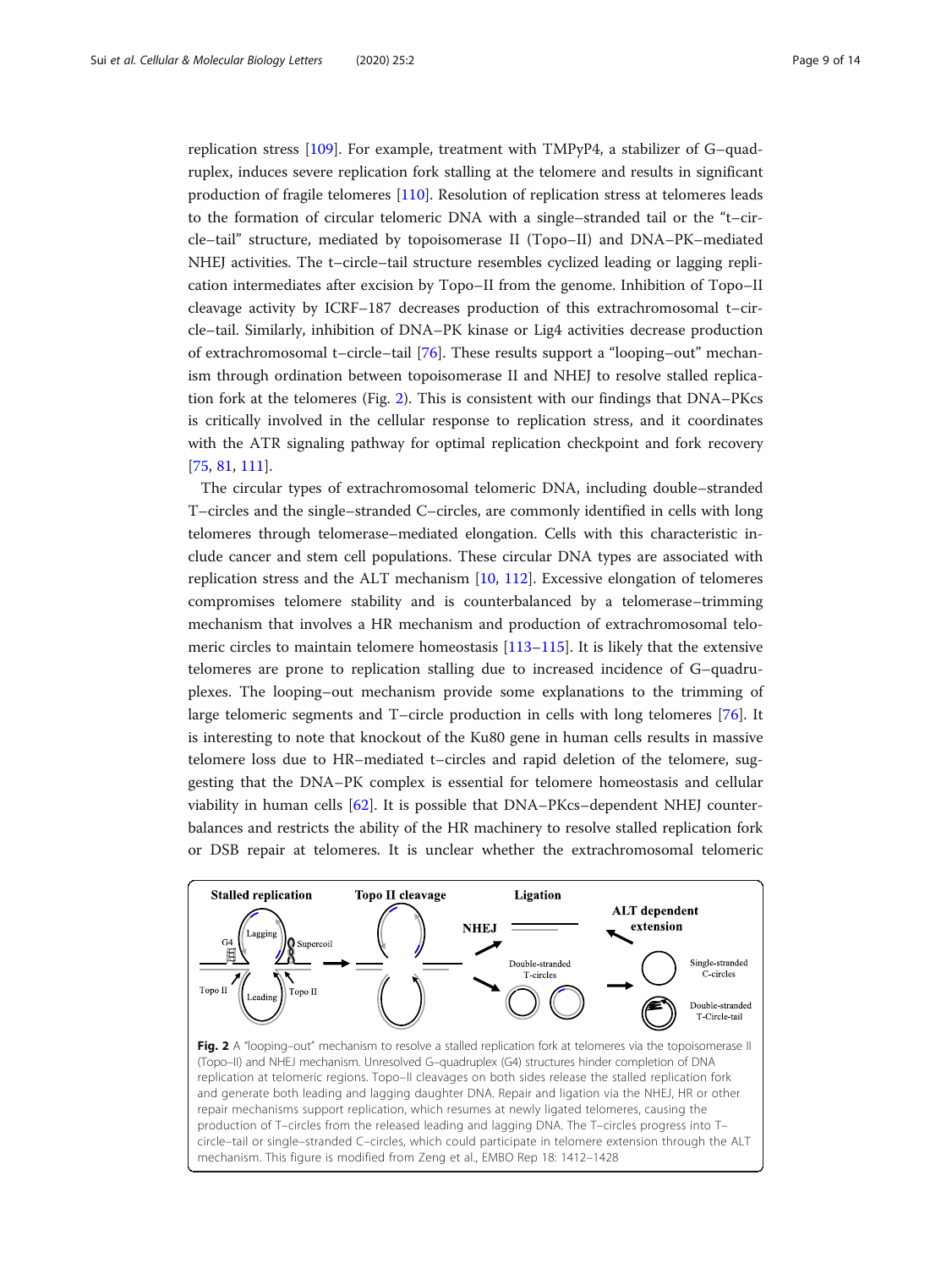replication stress [109]. For example, treatment with TMPyP4, a stabilizer of G–quadruplex, induces severe replication fork stalling at the telomere and results in significant production of fragile telomeres [110]. Resolution of replication stress at telomeres leads to the formation of circular telomeric DNA with a single–stranded tail or the "t–circle–tail" structure, mediated by topoisomerase II (Topo–II) and DNA–PK–mediated NHEJ activities. The t–circle–tail structure resembles cyclized leading or lagging replication intermediates after excision by Topo–II from the genome. Inhibition of Topo–II cleavage activity by ICRF–187 decreases production of this extrachromosomal t–circle–tail. Similarly, inhibition of DNA–PK kinase or Lig4 activities decrease production of extrachromosomal t–circle–tail [76]. These results support a "looping–out" mechanism through ordination between topoisomerase II and NHEJ to resolve stalled replication fork at the telomeres (Fig. 2). This is consistent with our findings that DNA–PKcs is critically involved in the cellular response to replication stress, and it coordinates with the ATR signaling pathway for optimal replication checkpoint and fork recovery [75, 81, 111].

The circular types of extrachromosomal telomeric DNA, including double–stranded T–circles and the single–stranded C–circles, are commonly identified in cells with long telomeres through telomerase–mediated elongation. Cells with this characteristic include cancer and stem cell populations. These circular DNA types are associated with replication stress and the ALT mechanism [10, 112]. Excessive elongation of telomeres compromises telomere stability and is counterbalanced by a telomerase–trimming mechanism that involves a HR mechanism and production of extrachromosomal telomeric circles to maintain telomere homeostasis [113–115]. It is likely that the extensive telomeres are prone to replication stalling due to increased incidence of G–quadruplexes. The looping–out mechanism provide some explanations to the trimming of large telomeric segments and T–circle production in cells with long telomeres [76]. It is interesting to note that knockout of the Ku80 gene in human cells results in massive telomere loss due to HR–mediated t–circles and rapid deletion of the telomere, suggesting that the DNA–PK complex is essential for telomere homeostasis and cellular viability in human cells [62]. It is possible that DNA–PKcs–dependent NHEJ counterbalances and restricts the ability of the HR machinery to resolve stalled replication fork or DSB repair at telomeres. It is unclear whether the extrachromosomal telomeric

**Fig. 2** A "looping–out" mechanism to resolve a stalled replication fork at telomeres via the topoisomerase II (Topo–II) and NHEJ mechanism. Unresolved G–quadruplex (G4) structures hinder completion of DNA replication at telomeric regions. Topo–II cleavages on both sides release the stalled replication fork and generate both leading and lagging daughter DNA. Repair and ligation via the NHEJ, HR or other repair mechanisms support replication, which resumes at newly ligated telomeres, causing the production of T–circles from the released leading and lagging DNA. The T–circles progress into T–circle–tail or single–stranded C–circles, which could participate in telomere extension through the ALT mechanism. This figure is modified from Zeng et al., EMBO Rep 18: 1412–1428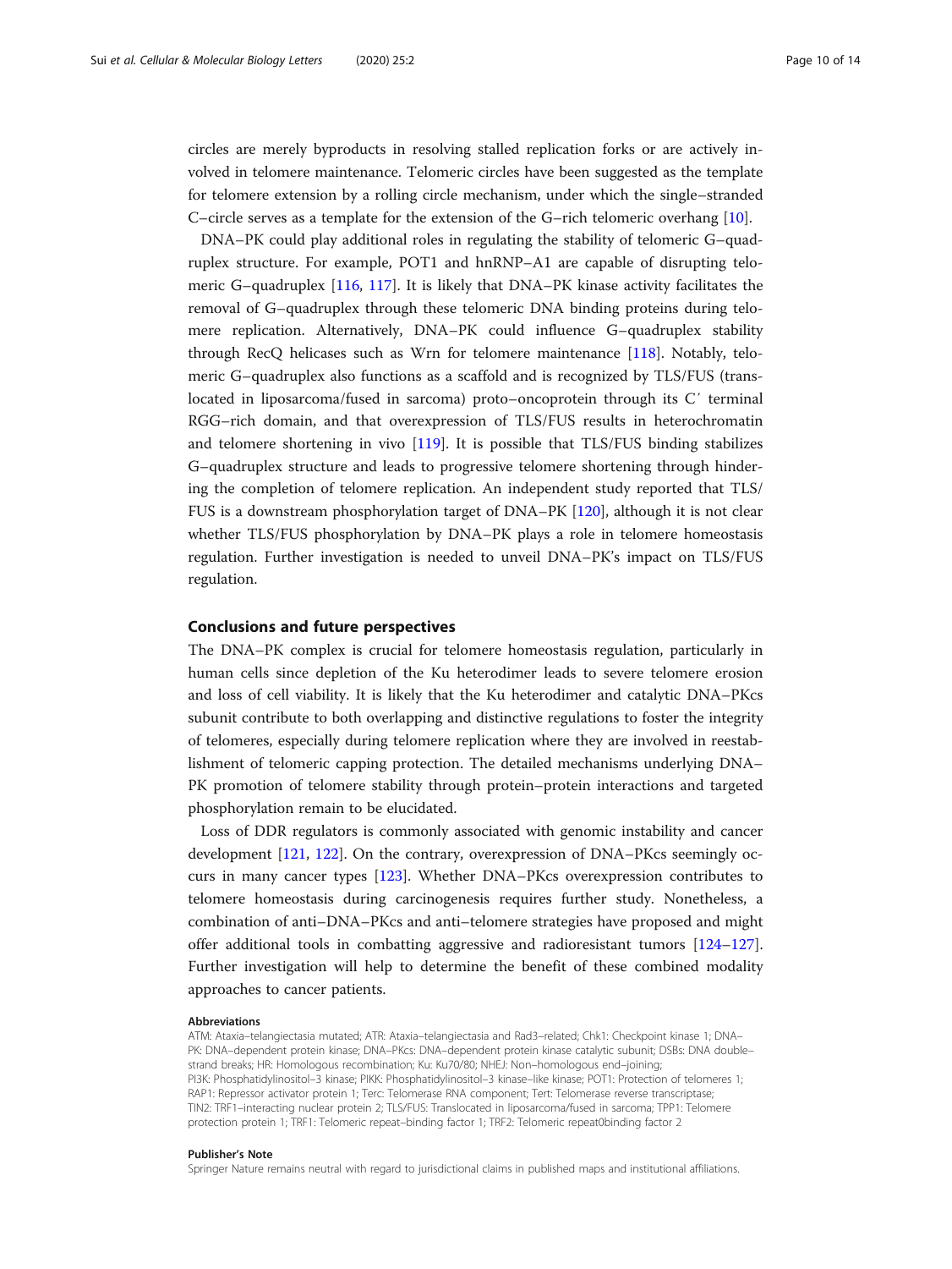circles are merely byproducts in resolving stalled replication forks or are actively involved in telomere maintenance. Telomeric circles have been suggested as the template for telomere extension by a rolling circle mechanism, under which the single–stranded C–circle serves as a template for the extension of the G–rich telomeric overhang [10].

DNA–PK could play additional roles in regulating the stability of telomeric G–quadruplex structure. For example, POT1 and hnRNP–A1 are capable of disrupting telomeric G–quadruplex [116, 117]. It is likely that DNA–PK kinase activity facilitates the removal of G–quadruplex through these telomeric DNA binding proteins during telomere replication. Alternatively, DNA–PK could influence G–quadruplex stability through RecQ helicases such as Wrn for telomere maintenance [118]. Notably, telomeric G–quadruplex also functions as a scaffold and is recognized by TLS/FUS (translocated in liposarcoma/fused in sarcoma) proto–oncoprotein through its C′ terminal RGG–rich domain, and that overexpression of TLS/FUS results in heterochromatin and telomere shortening in vivo [119]. It is possible that TLS/FUS binding stabilizes G–quadruplex structure and leads to progressive telomere shortening through hindering the completion of telomere replication. An independent study reported that TLS/FUS is a downstream phosphorylation target of DNA–PK [120], although it is not clear whether TLS/FUS phosphorylation by DNA–PK plays a role in telomere homeostasis regulation. Further investigation is needed to unveil DNA–PK's impact on TLS/FUS regulation.

## Conclusions and future perspectives

The DNA–PK complex is crucial for telomere homeostasis regulation, particularly in human cells since depletion of the Ku heterodimer leads to severe telomere erosion and loss of cell viability. It is likely that the Ku heterodimer and catalytic DNA–PKcs subunit contribute to both overlapping and distinctive regulations to foster the integrity of telomeres, especially during telomere replication where they are involved in reestablishment of telomeric capping protection. The detailed mechanisms underlying DNA–PK promotion of telomere stability through protein–protein interactions and targeted phosphorylation remain to be elucidated.

Loss of DDR regulators is commonly associated with genomic instability and cancer development [121, 122]. On the contrary, overexpression of DNA–PKcs seemingly occurs in many cancer types [123]. Whether DNA–PKcs overexpression contributes to telomere homeostasis during carcinogenesis requires further study. Nonetheless, a combination of anti–DNA–PKcs and anti–telomere strategies have proposed and might offer additional tools in combatting aggressive and radioresistant tumors [124–127]. Further investigation will help to determine the benefit of these combined modality approaches to cancer patients.

#### Abbreviations

ATM: Ataxia–telangiectasia mutated; ATR: Ataxia–telangiectasia and Rad3–related; Chk1: Checkpoint kinase 1; DNA–PK: DNA–dependent protein kinase; DNA–PKcs: DNA–dependent protein kinase catalytic subunit; DSBs: DNA double–strand breaks; HR: Homologous recombination; Ku: Ku70/80; NHEJ: Non–homologous end–joining; PI3K: Phosphatidylinositol–3 kinase; PIKK: Phosphatidylinositol–3 kinase–like kinase; POT1: Protection of telomeres 1; RAP1: Repressor activator protein 1; Terc: Telomerase RNA component; Tert: Telomerase reverse transcriptase; TIN2: TRF1–interacting nuclear protein 2; TLS/FUS: Translocated in liposarcoma/fused in sarcoma; TPP1: Telomere protection protein 1; TRF1: Telomeric repeat–binding factor 1; TRF2: Telomeric repeat0binding factor 2

#### Publisher's Note

Springer Nature remains neutral with regard to jurisdictional claims in published maps and institutional affiliations.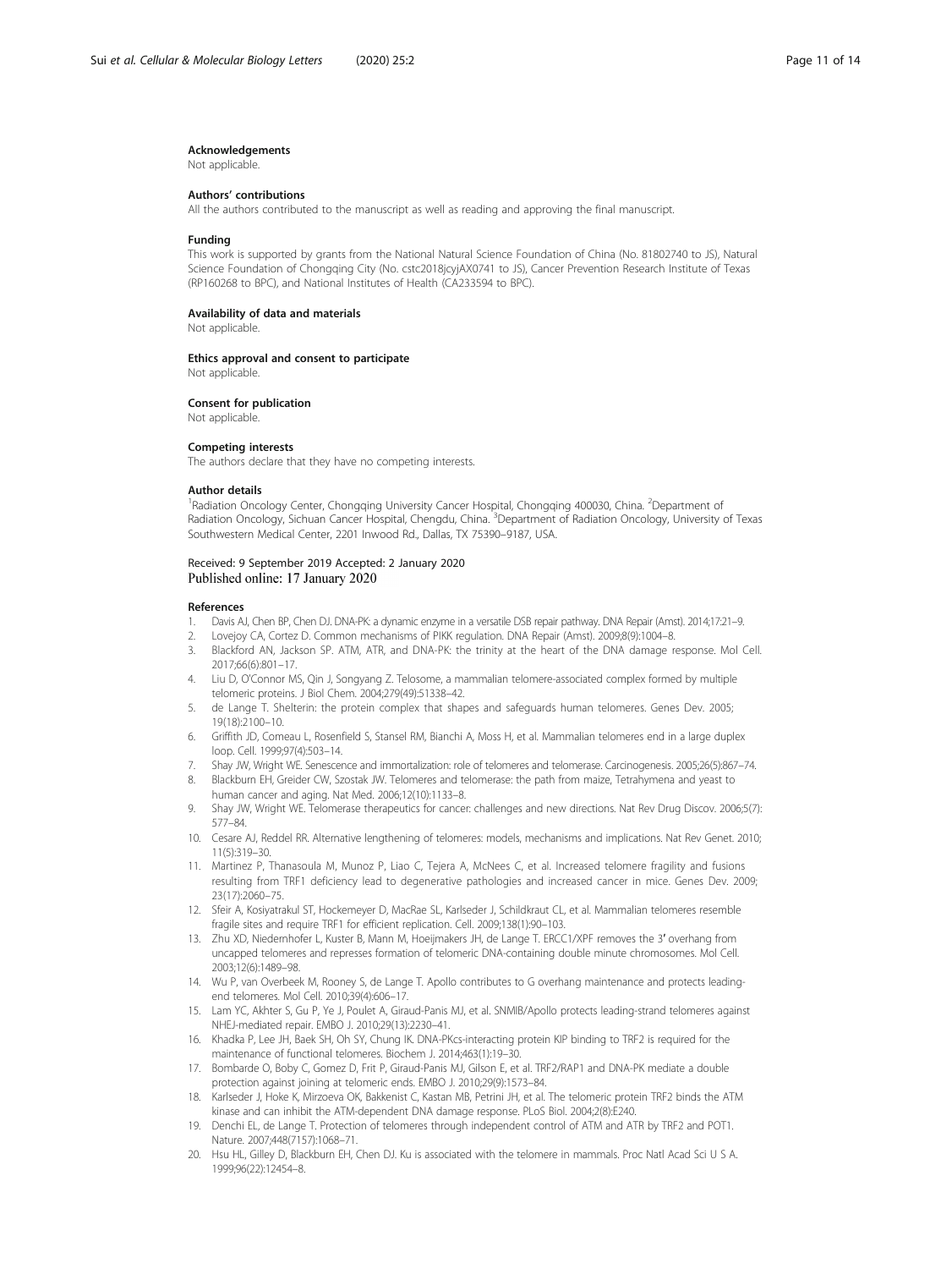#### Acknowledgements
Not applicable.

#### Authors' contributions
All the authors contributed to the manuscript as well as reading and approving the final manuscript.

#### Funding
This work is supported by grants from the National Natural Science Foundation of China (No. 81802740 to JS), Natural Science Foundation of Chongqing City (No. cstc2018jcyjAX0741 to JS), Cancer Prevention Research Institute of Texas (RP160268 to BPC), and National Institutes of Health (CA233594 to BPC).

#### Availability of data and materials
Not applicable.

#### Ethics approval and consent to participate
Not applicable.

#### Consent for publication
Not applicable.

#### Competing interests
The authors declare that they have no competing interests.

#### Author details
[1]Radiation Oncology Center, Chongqing University Cancer Hospital, Chongqing 400030, China. [2]Department of Radiation Oncology, Sichuan Cancer Hospital, Chengdu, China. [3]Department of Radiation Oncology, University of Texas Southwestern Medical Center, 2201 Inwood Rd., Dallas, TX 75390–9187, USA.

Received: 9 September 2019 Accepted: 2 January 2020
Published online: 17 January 2020

#### References
1. Davis AJ, Chen BP, Chen DJ. DNA-PK: a dynamic enzyme in a versatile DSB repair pathway. DNA Repair (Amst). 2014;17:21–9.
2. Lovejoy CA, Cortez D. Common mechanisms of PIKK regulation. DNA Repair (Amst). 2009;8(9):1004–8.
3. Blackford AN, Jackson SP. ATM, ATR, and DNA-PK: the trinity at the heart of the DNA damage response. Mol Cell. 2017;66(6):801–17.
4. Liu D, O'Connor MS, Qin J, Songyang Z. Telosome, a mammalian telomere-associated complex formed by multiple telomeric proteins. J Biol Chem. 2004;279(49):51338–42.
5. de Lange T. Shelterin: the protein complex that shapes and safeguards human telomeres. Genes Dev. 2005; 19(18):2100–10.
6. Griffith JD, Comeau L, Rosenfield S, Stansel RM, Bianchi A, Moss H, et al. Mammalian telomeres end in a large duplex loop. Cell. 1999;97(4):503–14.
7. Shay JW, Wright WE. Senescence and immortalization: role of telomeres and telomerase. Carcinogenesis. 2005;26(5):867–74.
8. Blackburn EH, Greider CW, Szostak JW. Telomeres and telomerase: the path from maize, Tetrahymena and yeast to human cancer and aging. Nat Med. 2006;12(10):1133–8.
9. Shay JW, Wright WE. Telomerase therapeutics for cancer: challenges and new directions. Nat Rev Drug Discov. 2006;5(7): 577–84.
10. Cesare AJ, Reddel RR. Alternative lengthening of telomeres: models, mechanisms and implications. Nat Rev Genet. 2010; 11(5):319–30.
11. Martinez P, Thanasoula M, Munoz P, Liao C, Tejera A, McNees C, et al. Increased telomere fragility and fusions resulting from TRF1 deficiency lead to degenerative pathologies and increased cancer in mice. Genes Dev. 2009; 23(17):2060–75.
12. Sfeir A, Kosiyatrakul ST, Hockemeyer D, MacRae SL, Karlseder J, Schildkraut CL, et al. Mammalian telomeres resemble fragile sites and require TRF1 for efficient replication. Cell. 2009;138(1):90–103.
13. Zhu XD, Niedernhofer L, Kuster B, Mann M, Hoeijmakers JH, de Lange T. ERCC1/XPF removes the 3′ overhang from uncapped telomeres and represses formation of telomeric DNA-containing double minute chromosomes. Mol Cell. 2003;12(6):1489–98.
14. Wu P, van Overbeek M, Rooney S, de Lange T. Apollo contributes to G overhang maintenance and protects leading-end telomeres. Mol Cell. 2010;39(4):606–17.
15. Lam YC, Akhter S, Gu P, Ye J, Poulet A, Giraud-Panis MJ, et al. SNMIB/Apollo protects leading-strand telomeres against NHEJ-mediated repair. EMBO J. 2010;29(13):2230–41.
16. Khadka P, Lee JH, Baek SH, Oh SY, Chung IK. DNA-PKcs-interacting protein KIP binding to TRF2 is required for the maintenance of functional telomeres. Biochem J. 2014;463(1):19–30.
17. Bombarde O, Boby C, Gomez D, Frit P, Giraud-Panis MJ, Gilson E, et al. TRF2/RAP1 and DNA-PK mediate a double protection against joining at telomeric ends. EMBO J. 2010;29(9):1573–84.
18. Karlseder J, Hoke K, Mirzoeva OK, Bakkenist C, Kastan MB, Petrini JH, et al. The telomeric protein TRF2 binds the ATM kinase and can inhibit the ATM-dependent DNA damage response. PLoS Biol. 2004;2(8):E240.
19. Denchi EL, de Lange T. Protection of telomeres through independent control of ATM and ATR by TRF2 and POT1. Nature. 2007;448(7157):1068–71.
20. Hsu HL, Gilley D, Blackburn EH, Chen DJ. Ku is associated with the telomere in mammals. Proc Natl Acad Sci U S A. 1999;96(22):12454–8.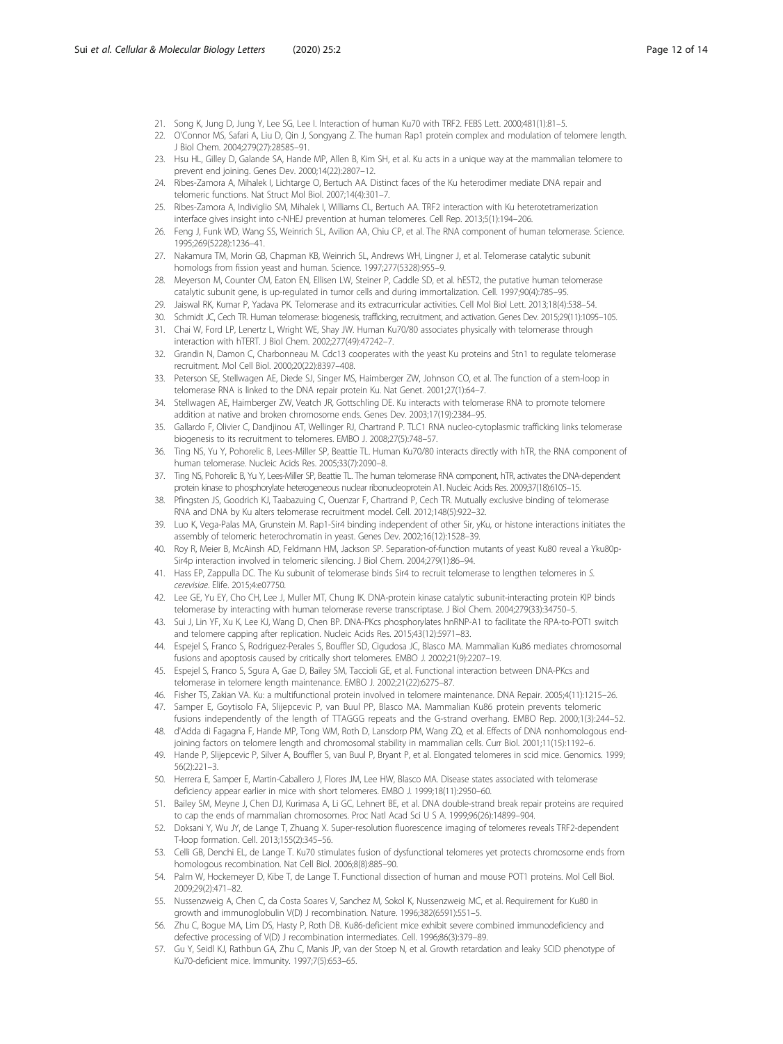21. Song K, Jung D, Jung Y, Lee SG, Lee I. Interaction of human Ku70 with TRF2. FEBS Lett. 2000;481(1):81–5.
22. O'Connor MS, Safari A, Liu D, Qin J, Songyang Z. The human Rap1 protein complex and modulation of telomere length. J Biol Chem. 2004;279(27):28585–91.
23. Hsu HL, Gilley D, Galande SA, Hande MP, Allen B, Kim SH, et al. Ku acts in a unique way at the mammalian telomere to prevent end joining. Genes Dev. 2000;14(22):2807–12.
24. Ribes-Zamora A, Mihalek I, Lichtarge O, Bertuch AA. Distinct faces of the Ku heterodimer mediate DNA repair and telomeric functions. Nat Struct Mol Biol. 2007;14(4):301–7.
25. Ribes-Zamora A, Indiviglio SM, Mihalek I, Williams CL, Bertuch AA. TRF2 interaction with Ku heterotetramerization interface gives insight into c-NHEJ prevention at human telomeres. Cell Rep. 2013;5(1):194–206.
26. Feng J, Funk WD, Wang SS, Weinrich SL, Avilion AA, Chiu CP, et al. The RNA component of human telomerase. Science. 1995;269(5228):1236–41.
27. Nakamura TM, Morin GB, Chapman KB, Weinrich SL, Andrews WH, Lingner J, et al. Telomerase catalytic subunit homologs from fission yeast and human. Science. 1997;277(5328):955–9.
28. Meyerson M, Counter CM, Eaton EN, Ellisen LW, Steiner P, Caddle SD, et al. hEST2, the putative human telomerase catalytic subunit gene, is up-regulated in tumor cells and during immortalization. Cell. 1997;90(4):785–95.
29. Jaiswal RK, Kumar P, Yadava PK. Telomerase and its extracurricular activities. Cell Mol Biol Lett. 2013;18(4):538–54.
30. Schmidt JC, Cech TR. Human telomerase: biogenesis, trafficking, recruitment, and activation. Genes Dev. 2015;29(11):1095–105.
31. Chai W, Ford LP, Lenertz L, Wright WE, Shay JW. Human Ku70/80 associates physically with telomerase through interaction with hTERT. J Biol Chem. 2002;277(49):47242–7.
32. Grandin N, Damon C, Charbonneau M. Cdc13 cooperates with the yeast Ku proteins and Stn1 to regulate telomerase recruitment. Mol Cell Biol. 2000;20(22):8397–408.
33. Peterson SE, Stellwagen AE, Diede SJ, Singer MS, Haimberger ZW, Johnson CO, et al. The function of a stem-loop in telomerase RNA is linked to the DNA repair protein Ku. Nat Genet. 2001;27(1):64–7.
34. Stellwagen AE, Haimberger ZW, Veatch JR, Gottschling DE. Ku interacts with telomerase RNA to promote telomere addition at native and broken chromosome ends. Genes Dev. 2003;17(19):2384–95.
35. Gallardo F, Olivier C, Dandjinou AT, Wellinger RJ, Chartrand P. TLC1 RNA nucleo-cytoplasmic trafficking links telomerase biogenesis to its recruitment to telomeres. EMBO J. 2008;27(5):748–57.
36. Ting NS, Yu Y, Pohorelic B, Lees-Miller SP, Beattie TL. Human Ku70/80 interacts directly with hTR, the RNA component of human telomerase. Nucleic Acids Res. 2005;33(7):2090–8.
37. Ting NS, Pohorelic B, Yu Y, Lees-Miller SP, Beattie TL. The human telomerase RNA component, hTR, activates the DNA-dependent protein kinase to phosphorylate heterogeneous nuclear ribonucleoprotein A1. Nucleic Acids Res. 2009;37(18):6105–15.
38. Pfingsten JS, Goodrich KJ, Taabazuing C, Ouenzar F, Chartrand P, Cech TR. Mutually exclusive binding of telomerase RNA and DNA by Ku alters telomerase recruitment model. Cell. 2012;148(5):922–32.
39. Luo K, Vega-Palas MA, Grunstein M. Rap1-Sir4 binding independent of other Sir, yKu, or histone interactions initiates the assembly of telomeric heterochromatin in yeast. Genes Dev. 2002;16(12):1528–39.
40. Roy R, Meier B, McAinsh AD, Feldmann HM, Jackson SP. Separation-of-function mutants of yeast Ku80 reveal a Yku80p-Sir4p interaction involved in telomeric silencing. J Biol Chem. 2004;279(1):86–94.
41. Hass EP, Zappulla DC. The Ku subunit of telomerase binds Sir4 to recruit telomerase to lengthen telomeres in *S. cerevisiae*. Elife. 2015;4:e07750.
42. Lee GE, Yu EY, Cho CH, Lee J, Muller MT, Chung IK. DNA-protein kinase catalytic subunit-interacting protein KIP binds telomerase by interacting with human telomerase reverse transcriptase. J Biol Chem. 2004;279(33):34750–5.
43. Sui J, Lin YF, Xu K, Lee KJ, Wang D, Chen BP. DNA-PKcs phosphorylates hnRNP-A1 to facilitate the RPA-to-POT1 switch and telomere capping after replication. Nucleic Acids Res. 2015;43(12):5971–83.
44. Espejel S, Franco S, Rodriguez-Perales S, Bouffler SD, Cigudosa JC, Blasco MA. Mammalian Ku86 mediates chromosomal fusions and apoptosis caused by critically short telomeres. EMBO J. 2002;21(9):2207–19.
45. Espejel S, Franco S, Sgura A, Gae D, Bailey SM, Taccioli GE, et al. Functional interaction between DNA-PKcs and telomerase in telomere length maintenance. EMBO J. 2002;21(22):6275–87.
46. Fisher TS, Zakian VA. Ku: a multifunctional protein involved in telomere maintenance. DNA Repair. 2005;4(11):1215–26.
47. Samper E, Goytisolo FA, Slijepcevic P, van Buul PP, Blasco MA. Mammalian Ku86 protein prevents telomeric fusions independently of the length of TTAGGG repeats and the G-strand overhang. EMBO Rep. 2000;1(3):244–52.
48. d'Adda di Fagagna F, Hande MP, Tong WM, Roth D, Lansdorp PM, Wang ZQ, et al. Effects of DNA nonhomologous end-joining factors on telomere length and chromosomal stability in mammalian cells. Curr Biol. 2001;11(15):1192–6.
49. Hande P, Slijepcevic P, Silver A, Bouffler S, van Buul P, Bryant P, et al. Elongated telomeres in scid mice. Genomics. 1999;56(2):221–3.
50. Herrera E, Samper E, Martin-Caballero J, Flores JM, Lee HW, Blasco MA. Disease states associated with telomerase deficiency appear earlier in mice with short telomeres. EMBO J. 1999;18(11):2950–60.
51. Bailey SM, Meyne J, Chen DJ, Kurimasa A, Li GC, Lehnert BE, et al. DNA double-strand break repair proteins are required to cap the ends of mammalian chromosomes. Proc Natl Acad Sci U S A. 1999;96(26):14899–904.
52. Doksani Y, Wu JY, de Lange T, Zhuang X. Super-resolution fluorescence imaging of telomeres reveals TRF2-dependent T-loop formation. Cell. 2013;155(2):345–56.
53. Celli GB, Denchi EL, de Lange T. Ku70 stimulates fusion of dysfunctional telomeres yet protects chromosome ends from homologous recombination. Nat Cell Biol. 2006;8(8):885–90.
54. Palm W, Hockemeyer D, Kibe T, de Lange T. Functional dissection of human and mouse POT1 proteins. Mol Cell Biol. 2009;29(2):471–82.
55. Nussenzweig A, Chen C, da Costa Soares V, Sanchez M, Sokol K, Nussenzweig MC, et al. Requirement for Ku80 in growth and immunoglobulin V(D) J recombination. Nature. 1996;382(6591):551–5.
56. Zhu C, Bogue MA, Lim DS, Hasty P, Roth DB. Ku86-deficient mice exhibit severe combined immunodeficiency and defective processing of V(D) J recombination intermediates. Cell. 1996;86(3):379–89.
57. Gu Y, Seidl KJ, Rathbun GA, Zhu C, Manis JP, van der Stoep N, et al. Growth retardation and leaky SCID phenotype of Ku70-deficient mice. Immunity. 1997;7(5):653–65.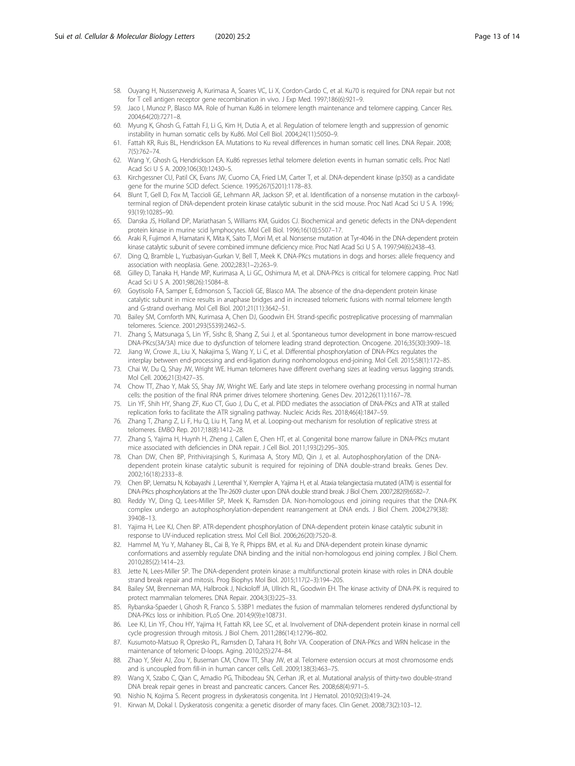58. Ouyang H, Nussenzweig A, Kurimasa A, Soares VC, Li X, Cordon-Cardo C, et al. Ku70 is required for DNA repair but not for T cell antigen receptor gene recombination in vivo. J Exp Med. 1997;186(6):921–9.
59. Jaco I, Munoz P, Blasco MA. Role of human Ku86 in telomere length maintenance and telomere capping. Cancer Res. 2004;64(20):7271–8.
60. Myung K, Ghosh G, Fattah FJ, Li G, Kim H, Dutia A, et al. Regulation of telomere length and suppression of genomic instability in human somatic cells by Ku86. Mol Cell Biol. 2004;24(11):5050–9.
61. Fattah KR, Ruis BL, Hendrickson EA. Mutations to Ku reveal differences in human somatic cell lines. DNA Repair. 2008; 7(5):762–74.
62. Wang Y, Ghosh G, Hendrickson EA. Ku86 represses lethal telomere deletion events in human somatic cells. Proc Natl Acad Sci U S A. 2009;106(30):12430–5.
63. Kirchgessner CU, Patil CK, Evans JW, Cuomo CA, Fried LM, Carter T, et al. DNA-dependent kinase (p350) as a candidate gene for the murine SCID defect. Science. 1995;267(5201):1178–83.
64. Blunt T, Gell D, Fox M, Taccioli GE, Lehmann AR, Jackson SP, et al. Identification of a nonsense mutation in the carboxyl-terminal region of DNA-dependent protein kinase catalytic subunit in the scid mouse. Proc Natl Acad Sci U S A. 1996; 93(19):10285–90.
65. Danska JS, Holland DP, Mariathasan S, Williams KM, Guidos CJ. Biochemical and genetic defects in the DNA-dependent protein kinase in murine scid lymphocytes. Mol Cell Biol. 1996;16(10):5507–17.
66. Araki R, Fujimori A, Hamatani K, Mita K, Saito T, Mori M, et al. Nonsense mutation at Tyr-4046 in the DNA-dependent protein kinase catalytic subunit of severe combined immune deficiency mice. Proc Natl Acad Sci U S A. 1997;94(6):2438–43.
67. Ding Q, Bramble L, Yuzbasiyan-Gurkan V, Bell T, Meek K. DNA-PKcs mutations in dogs and horses: allele frequency and association with neoplasia. Gene. 2002;283(1–2):263–9.
68. Gilley D, Tanaka H, Hande MP, Kurimasa A, Li GC, Oshimura M, et al. DNA-PKcs is critical for telomere capping. Proc Natl Acad Sci U S A. 2001;98(26):15084–8.
69. Goytisolo FA, Samper E, Edmonson S, Taccioli GE, Blasco MA. The absence of the dna-dependent protein kinase catalytic subunit in mice results in anaphase bridges and in increased telomeric fusions with normal telomere length and G-strand overhang. Mol Cell Biol. 2001;21(11):3642–51.
70. Bailey SM, Cornforth MN, Kurimasa A, Chen DJ, Goodwin EH. Strand-specific postreplicative processing of mammalian telomeres. Science. 2001;293(5539):2462–5.
71. Zhang S, Matsunaga S, Lin YF, Sishc B, Shang Z, Sui J, et al. Spontaneous tumor development in bone marrow-rescued DNA-PKcs(3A/3A) mice due to dysfunction of telomere leading strand deprotection. Oncogene. 2016;35(30):3909–18.
72. Jiang W, Crowe JL, Liu X, Nakajima S, Wang Y, Li C, et al. Differential phosphorylation of DNA-PKcs regulates the interplay between end-processing and end-ligation during nonhomologous end-joining. Mol Cell. 2015;58(1):172–85.
73. Chai W, Du Q, Shay JW, Wright WE. Human telomeres have different overhang sizes at leading versus lagging strands. Mol Cell. 2006;21(3):427–35.
74. Chow TT, Zhao Y, Mak SS, Shay JW, Wright WE. Early and late steps in telomere overhang processing in normal human cells: the position of the final RNA primer drives telomere shortening. Genes Dev. 2012;26(11):1167–78.
75. Lin YF, Shih HY, Shang ZF, Kuo CT, Guo J, Du C, et al. PIDD mediates the association of DNA-PKcs and ATR at stalled replication forks to facilitate the ATR signaling pathway. Nucleic Acids Res. 2018;46(4):1847–59.
76. Zhang T, Zhang Z, Li F, Hu Q, Liu H, Tang M, et al. Looping-out mechanism for resolution of replicative stress at telomeres. EMBO Rep. 2017;18(8):1412–28.
77. Zhang S, Yajima H, Huynh H, Zheng J, Callen E, Chen HT, et al. Congenital bone marrow failure in DNA-PKcs mutant mice associated with deficiencies in DNA repair. J Cell Biol. 2011;193(2):295–305.
78. Chan DW, Chen BP, Prithivirajsingh S, Kurimasa A, Story MD, Qin J, et al. Autophosphorylation of the DNA-dependent protein kinase catalytic subunit is required for rejoining of DNA double-strand breaks. Genes Dev. 2002;16(18):2333–8.
79. Chen BP, Uematsu N, Kobayashi J, Lerenthal Y, Krempler A, Yajima H, et al. Ataxia telangiectasia mutated (ATM) is essential for DNA-PKcs phosphorylations at the Thr-2609 cluster upon DNA double strand break. J Biol Chem. 2007;282(9):6582–7.
80. Reddy YV, Ding Q, Lees-Miller SP, Meek K, Ramsden DA. Non-homologous end joining requires that the DNA-PK complex undergo an autophosphorylation-dependent rearrangement at DNA ends. J Biol Chem. 2004;279(38): 39408–13.
81. Yajima H, Lee KJ, Chen BP. ATR-dependent phosphorylation of DNA-dependent protein kinase catalytic subunit in response to UV-induced replication stress. Mol Cell Biol. 2006;26(20):7520–8.
82. Hammel M, Yu Y, Mahaney BL, Cai B, Ye R, Phipps BM, et al. Ku and DNA-dependent protein kinase dynamic conformations and assembly regulate DNA binding and the initial non-homologous end joining complex. J Biol Chem. 2010;285(2):1414–23.
83. Jette N, Lees-Miller SP. The DNA-dependent protein kinase: a multifunctional protein kinase with roles in DNA double strand break repair and mitosis. Prog Biophys Mol Biol. 2015;117(2–3):194–205.
84. Bailey SM, Brenneman MA, Halbrook J, Nickoloff JA, Ullrich RL, Goodwin EH. The kinase activity of DNA-PK is required to protect mammalian telomeres. DNA Repair. 2004;3(3):225–33.
85. Rybanska-Spaeder I, Ghosh R, Franco S. 53BP1 mediates the fusion of mammalian telomeres rendered dysfunctional by DNA-PKcs loss or inhibition. PLoS One. 2014;9(9):e108731.
86. Lee KJ, Lin YF, Chou HY, Yajima H, Fattah KR, Lee SC, et al. Involvement of DNA-dependent protein kinase in normal cell cycle progression through mitosis. J Biol Chem. 2011;286(14):12796–802.
87. Kusumoto-Matsuo R, Opresko PL, Ramsden D, Tahara H, Bohr VA. Cooperation of DNA-PKcs and WRN helicase in the maintenance of telomeric D-loops. Aging. 2010;2(5):274–84.
88. Zhao Y, Sfeir AJ, Zou Y, Buseman CM, Chow TT, Shay JW, et al. Telomere extension occurs at most chromosome ends and is uncoupled from fill-in in human cancer cells. Cell. 2009;138(3):463–75.
89. Wang X, Szabo C, Qian C, Amadio PG, Thibodeau SN, Cerhan JR, et al. Mutational analysis of thirty-two double-strand DNA break repair genes in breast and pancreatic cancers. Cancer Res. 2008;68(4):971–5.
90. Nishio N, Kojima S. Recent progress in dyskeratosis congenita. Int J Hematol. 2010;92(3):419–24.
91. Kirwan M, Dokal I. Dyskeratosis congenita: a genetic disorder of many faces. Clin Genet. 2008;73(2):103–12.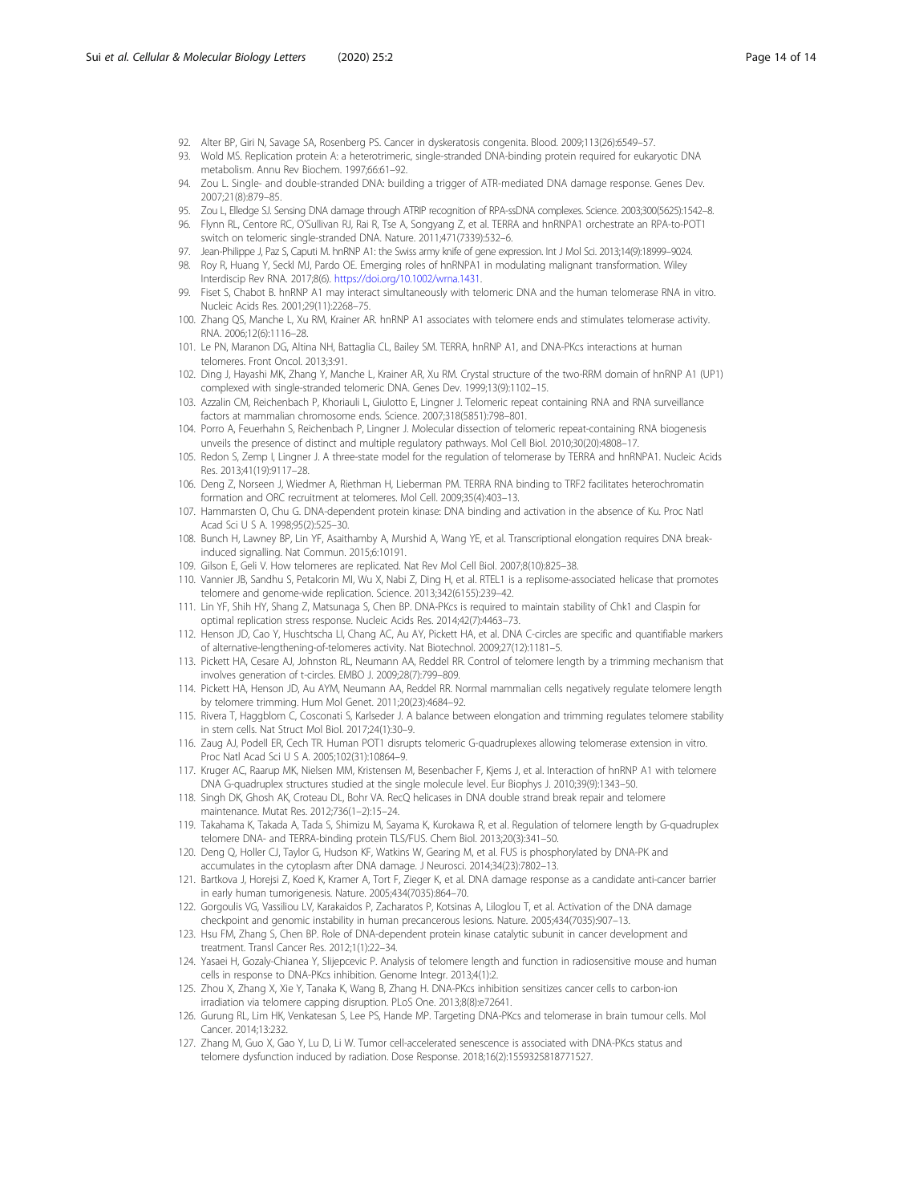92. Alter BP, Giri N, Savage SA, Rosenberg PS. Cancer in dyskeratosis congenita. Blood. 2009;113(26):6549–57.
93. Wold MS. Replication protein A: a heterotrimeric, single-stranded DNA-binding protein required for eukaryotic DNA metabolism. Annu Rev Biochem. 1997;66:61–92.
94. Zou L. Single- and double-stranded DNA: building a trigger of ATR-mediated DNA damage response. Genes Dev. 2007;21(8):879–85.
95. Zou L, Elledge SJ. Sensing DNA damage through ATRIP recognition of RPA-ssDNA complexes. Science. 2003;300(5625):1542–8.
96. Flynn RL, Centore RC, O'Sullivan RJ, Rai R, Tse A, Songyang Z, et al. TERRA and hnRNPA1 orchestrate an RPA-to-POT1 switch on telomeric single-stranded DNA. Nature. 2011;471(7339):532–6.
97. Jean-Philippe J, Paz S, Caputi M. hnRNP A1: the Swiss army knife of gene expression. Int J Mol Sci. 2013;14(9):18999–9024.
98. Roy R, Huang Y, Seckl MJ, Pardo OE. Emerging roles of hnRNPA1 in modulating malignant transformation. Wiley Interdiscip Rev RNA. 2017;8(6). https://doi.org/10.1002/wrna.1431.
99. Fiset S, Chabot B. hnRNP A1 may interact simultaneously with telomeric DNA and the human telomerase RNA in vitro. Nucleic Acids Res. 2001;29(11):2268–75.
100. Zhang QS, Manche L, Xu RM, Krainer AR. hnRNP A1 associates with telomere ends and stimulates telomerase activity. RNA. 2006;12(6):1116–28.
101. Le PN, Maranon DG, Altina NH, Battaglia CL, Bailey SM. TERRA, hnRNP A1, and DNA-PKcs interactions at human telomeres. Front Oncol. 2013;3:91.
102. Ding J, Hayashi MK, Zhang Y, Manche L, Krainer AR, Xu RM. Crystal structure of the two-RRM domain of hnRNP A1 (UP1) complexed with single-stranded telomeric DNA. Genes Dev. 1999;13(9):1102–15.
103. Azzalin CM, Reichenbach P, Khoriauli L, Giulotto E, Lingner J. Telomeric repeat containing RNA and RNA surveillance factors at mammalian chromosome ends. Science. 2007;318(5851):798–801.
104. Porro A, Feuerhahn S, Reichenbach P, Lingner J. Molecular dissection of telomeric repeat-containing RNA biogenesis unveils the presence of distinct and multiple regulatory pathways. Mol Cell Biol. 2010;30(20):4808–17.
105. Redon S, Zemp I, Lingner J. A three-state model for the regulation of telomerase by TERRA and hnRNPA1. Nucleic Acids Res. 2013;41(19):9117–28.
106. Deng Z, Norseen J, Wiedmer A, Riethman H, Lieberman PM. TERRA RNA binding to TRF2 facilitates heterochromatin formation and ORC recruitment at telomeres. Mol Cell. 2009;35(4):403–13.
107. Hammarsten O, Chu G. DNA-dependent protein kinase: DNA binding and activation in the absence of Ku. Proc Natl Acad Sci U S A. 1998;95(2):525–30.
108. Bunch H, Lawney BP, Lin YF, Asaithamby A, Murshid A, Wang YE, et al. Transcriptional elongation requires DNA break-induced signalling. Nat Commun. 2015;6:10191.
109. Gilson E, Geli V. How telomeres are replicated. Nat Rev Mol Cell Biol. 2007;8(10):825–38.
110. Vannier JB, Sandhu S, Petalcorin MI, Wu X, Nabi Z, Ding H, et al. RTEL1 is a replisome-associated helicase that promotes telomere and genome-wide replication. Science. 2013;342(6155):239–42.
111. Lin YF, Shih HY, Shang Z, Matsunaga S, Chen BP. DNA-PKcs is required to maintain stability of Chk1 and Claspin for optimal replication stress response. Nucleic Acids Res. 2014;42(7):4463–73.
112. Henson JD, Cao Y, Huschtscha LI, Chang AC, Au AY, Pickett HA, et al. DNA C-circles are specific and quantifiable markers of alternative-lengthening-of-telomeres activity. Nat Biotechnol. 2009;27(12):1181–5.
113. Pickett HA, Cesare AJ, Johnston RL, Neumann AA, Reddel RR. Control of telomere length by a trimming mechanism that involves generation of t-circles. EMBO J. 2009;28(7):799–809.
114. Pickett HA, Henson JD, Au AYM, Neumann AA, Reddel RR. Normal mammalian cells negatively regulate telomere length by telomere trimming. Hum Mol Genet. 2011;20(23):4684–92.
115. Rivera T, Haggblom C, Cosconati S, Karlseder J. A balance between elongation and trimming regulates telomere stability in stem cells. Nat Struct Mol Biol. 2017;24(1):30–9.
116. Zaug AJ, Podell ER, Cech TR. Human POT1 disrupts telomeric G-quadruplexes allowing telomerase extension in vitro. Proc Natl Acad Sci U S A. 2005;102(31):10864–9.
117. Kruger AC, Raarup MK, Nielsen MM, Kristensen M, Besenbacher F, Kjems J, et al. Interaction of hnRNP A1 with telomere DNA G-quadruplex structures studied at the single molecule level. Eur Biophys J. 2010;39(9):1343–50.
118. Singh DK, Ghosh AK, Croteau DL, Bohr VA. RecQ helicases in DNA double strand break repair and telomere maintenance. Mutat Res. 2012;736(1–2):15–24.
119. Takahama K, Takada A, Tada S, Shimizu M, Sayama K, Kurokawa R, et al. Regulation of telomere length by G-quadruplex telomere DNA- and TERRA-binding protein TLS/FUS. Chem Biol. 2013;20(3):341–50.
120. Deng Q, Holler CJ, Taylor G, Hudson KF, Watkins W, Gearing M, et al. FUS is phosphorylated by DNA-PK and accumulates in the cytoplasm after DNA damage. J Neurosci. 2014;34(23):7802–13.
121. Bartkova J, Horejsi Z, Koed K, Kramer A, Tort F, Zieger K, et al. DNA damage response as a candidate anti-cancer barrier in early human tumorigenesis. Nature. 2005;434(7035):864–70.
122. Gorgoulis VG, Vassiliou LV, Karakaidos P, Zacharatos P, Kotsinas A, Liloglou T, et al. Activation of the DNA damage checkpoint and genomic instability in human precancerous lesions. Nature. 2005;434(7035):907–13.
123. Hsu FM, Zhang S, Chen BP. Role of DNA-dependent protein kinase catalytic subunit in cancer development and treatment. Transl Cancer Res. 2012;1(1):22–34.
124. Yasaei H, Gozaly-Chianea Y, Slijepcevic P. Analysis of telomere length and function in radiosensitive mouse and human cells in response to DNA-PKcs inhibition. Genome Integr. 2013;4(1):2.
125. Zhou X, Zhang X, Xie Y, Tanaka K, Wang B, Zhang H. DNA-PKcs inhibition sensitizes cancer cells to carbon-ion irradiation via telomere capping disruption. PLoS One. 2013;8(8):e72641.
126. Gurung RL, Lim HK, Venkatesan S, Lee PS, Hande MP. Targeting DNA-PKcs and telomerase in brain tumour cells. Mol Cancer. 2014;13:232.
127. Zhang M, Guo X, Gao Y, Lu D, Li W. Tumor cell-accelerated senescence is associated with DNA-PKcs status and telomere dysfunction induced by radiation. Dose Response. 2018;16(2):1559325818771527.